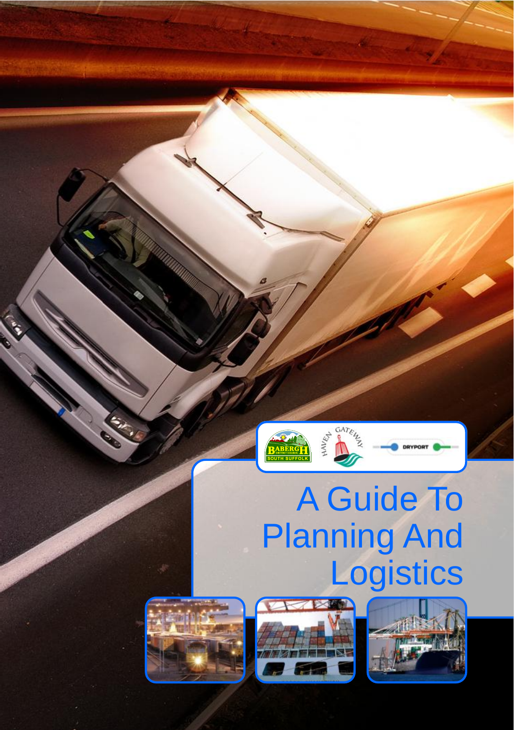# A Guide To Planning And Logistics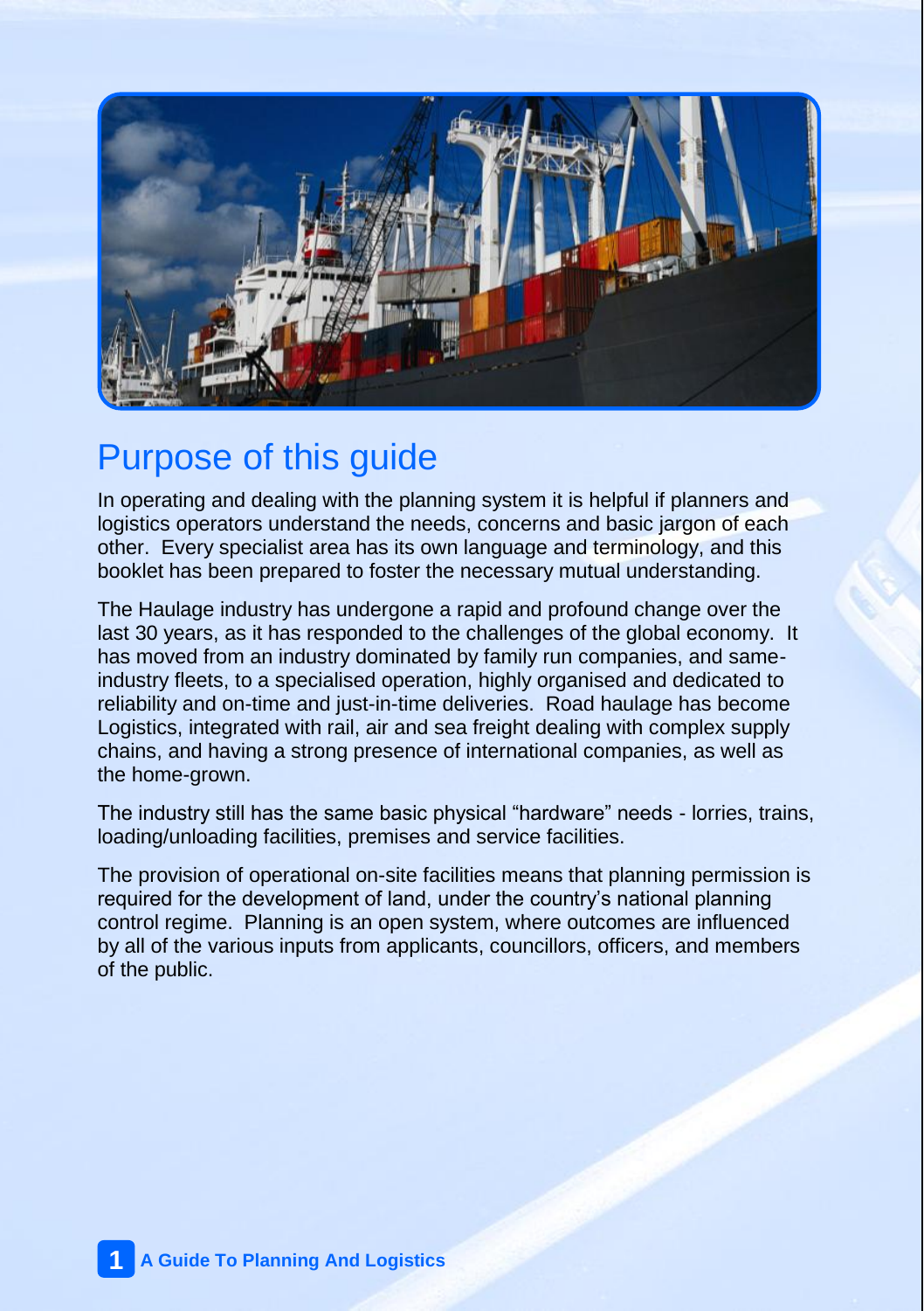# Purpose of this guide

In operating and dealing with the planning system it is helpful if planners and logistics operators understand the needs, concerns and basic jargon of each other. Every specialist area has its own language and terminology, and this booklet has been prepared to foster the necessary mutual understanding.

The Haulage industry has undergone a rapid and profound change over the last 30 years, as it has responded to the challenges of the global economy. It has moved from an industry dominated by family run companies, and same-industry fleets, to a specialised operation, highly organised and dedicated to reliability and on-time and just-in-time deliveries. Road haulage has become Logistics, integrated with rail, air and sea freight dealing with complex supply chains, and having a strong presence of international companies, as well as the home-grown.

The industry still has the same basic physical "hardware" needs - lorries, trains, loading/unloading facilities, premises and service facilities.

The provision of operational on-site facilities means that planning permission is required for the development of land, under the country's national planning control regime. Planning is an open system, where outcomes are influenced by all of the various inputs from applicants, councillors, officers, and members of the public.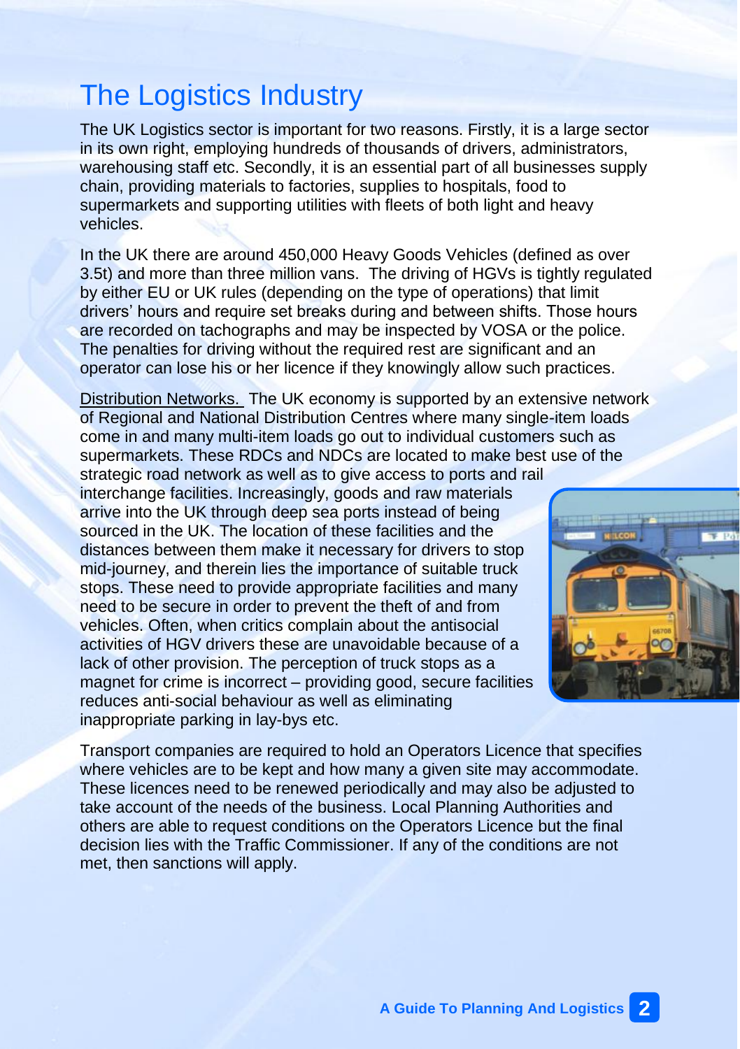# The Logistics Industry

The UK Logistics sector is important for two reasons. Firstly, it is a large sector in its own right, employing hundreds of thousands of drivers, administrators, warehousing staff etc. Secondly, it is an essential part of all businesses supply chain, providing materials to factories, supplies to hospitals, food to supermarkets and supporting utilities with fleets of both light and heavy vehicles.

In the UK there are around 450,000 Heavy Goods Vehicles (defined as over 3.5t) and more than three million vans. The driving of HGVs is tightly regulated by either EU or UK rules (depending on the type of operations) that limit drivers' hours and require set breaks during and between shifts. Those hours are recorded on tachographs and may be inspected by VOSA or the police. The penalties for driving without the required rest are significant and an operator can lose his or her licence if they knowingly allow such practices.

Distribution Networks. The UK economy is supported by an extensive network of Regional and National Distribution Centres where many single-item loads come in and many multi-item loads go out to individual customers such as supermarkets. These RDCs and NDCs are located to make best use of the strategic road network as well as to give access to ports and rail interchange facilities. Increasingly, goods and raw materials arrive into the UK through deep sea ports instead of being sourced in the UK. The location of these facilities and the distances between them make it necessary for drivers to stop mid-journey, and therein lies the importance of suitable truck stops. These need to provide appropriate facilities and many need to be secure in order to prevent the theft of and from vehicles. Often, when critics complain about the antisocial activities of HGV drivers these are unavoidable because of a lack of other provision. The perception of truck stops as a magnet for crime is incorrect – providing good, secure facilities reduces anti-social behaviour as well as eliminating inappropriate parking in lay-bys etc.

Transport companies are required to hold an Operators Licence that specifies where vehicles are to be kept and how many a given site may accommodate. These licences need to be renewed periodically and may also be adjusted to take account of the needs of the business. Local Planning Authorities and others are able to request conditions on the Operators Licence but the final decision lies with the Traffic Commissioner. If any of the conditions are not met, then sanctions will apply.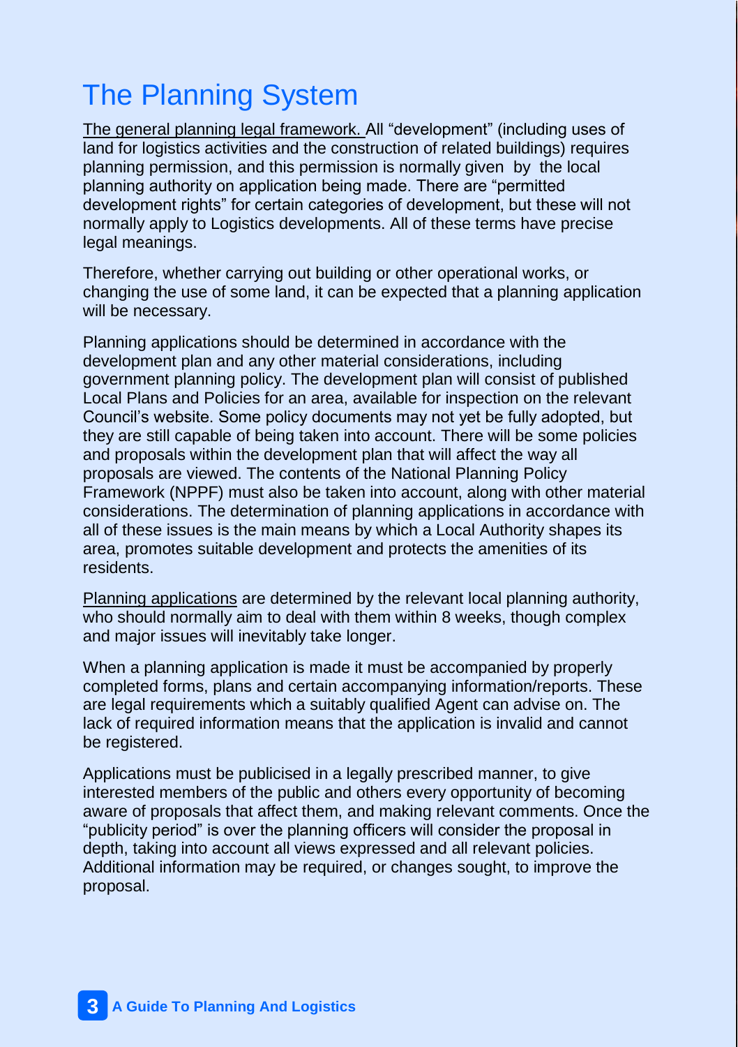# The Planning System

The general planning legal framework. All "development" (including uses of land for logistics activities and the construction of related buildings) requires planning permission, and this permission is normally given by the local planning authority on application being made. There are "permitted development rights" for certain categories of development, but these will not normally apply to Logistics developments. All of these terms have precise legal meanings.

Therefore, whether carrying out building or other operational works, or changing the use of some land, it can be expected that a planning application will be necessary.

Planning applications should be determined in accordance with the development plan and any other material considerations, including government planning policy. The development plan will consist of published Local Plans and Policies for an area, available for inspection on the relevant Council's website. Some policy documents may not yet be fully adopted, but they are still capable of being taken into account. There will be some policies and proposals within the development plan that will affect the way all proposals are viewed. The contents of the National Planning Policy Framework (NPPF) must also be taken into account, along with other material considerations. The determination of planning applications in accordance with all of these issues is the main means by which a Local Authority shapes its area, promotes suitable development and protects the amenities of its residents.

Planning applications are determined by the relevant local planning authority, who should normally aim to deal with them within 8 weeks, though complex and major issues will inevitably take longer.

When a planning application is made it must be accompanied by properly completed forms, plans and certain accompanying information/reports. These are legal requirements which a suitably qualified Agent can advise on. The lack of required information means that the application is invalid and cannot be registered.

Applications must be publicised in a legally prescribed manner, to give interested members of the public and others every opportunity of becoming aware of proposals that affect them, and making relevant comments. Once the "publicity period" is over the planning officers will consider the proposal in depth, taking into account all views expressed and all relevant policies. Additional information may be required, or changes sought, to improve the proposal.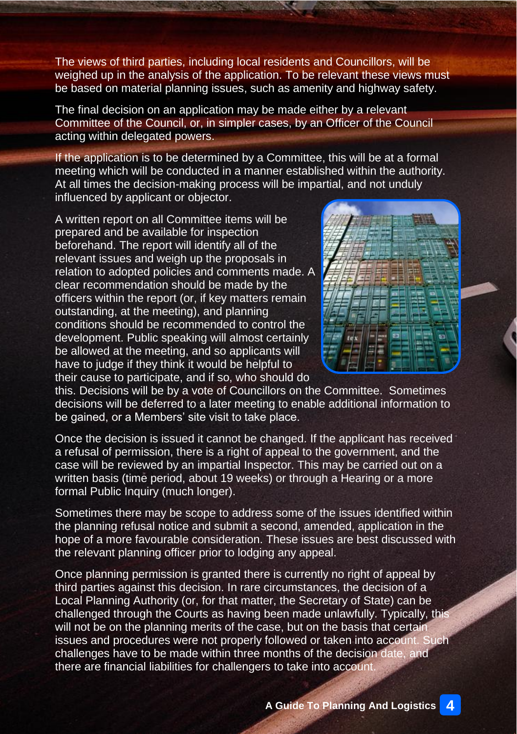The views of third parties, including local residents and Councillors, will be weighed up in the analysis of the application. To be relevant these views must be based on material planning issues, such as amenity and highway safety.

The final decision on an application may be made either by a relevant Committee of the Council, or, in simpler cases, by an Officer of the Council acting within delegated powers.

If the application is to be determined by a Committee, this will be at a formal meeting which will be conducted in a manner established within the authority. At all times the decision-making process will be impartial, and not unduly influenced by applicant or objector.

A written report on all Committee items will be prepared and be available for inspection beforehand. The report will identify all of the relevant issues and weigh up the proposals in relation to adopted policies and comments made. A clear recommendation should be made by the officers within the report (or, if key matters remain outstanding, at the meeting), and planning conditions should be recommended to control the development. Public speaking will almost certainly be allowed at the meeting, and so applicants will have to judge if they think it would be helpful to their cause to participate, and if so, who should do this. Decisions will be by a vote of Councillors on the Committee. Sometimes decisions will be deferred to a later meeting to enable additional information to be gained, or a Members' site visit to take place.

Once the decision is issued it cannot be changed. If the applicant has received a refusal of permission, there is a right of appeal to the government, and the case will be reviewed by an impartial Inspector. This may be carried out on a written basis (time period, about 19 weeks) or through a Hearing or a more formal Public Inquiry (much longer).

Sometimes there may be scope to address some of the issues identified within the planning refusal notice and submit a second, amended, application in the hope of a more favourable consideration. These issues are best discussed with the relevant planning officer prior to lodging any appeal.

Once planning permission is granted there is currently no right of appeal by third parties against this decision. In rare circumstances, the decision of a Local Planning Authority (or, for that matter, the Secretary of State) can be challenged through the Courts as having been made unlawfully. Typically, this will not be on the planning merits of the case, but on the basis that certain issues and procedures were not properly followed or taken into account. Such challenges have to be made within three months of the decision date, and there are financial liabilities for challengers to take into account.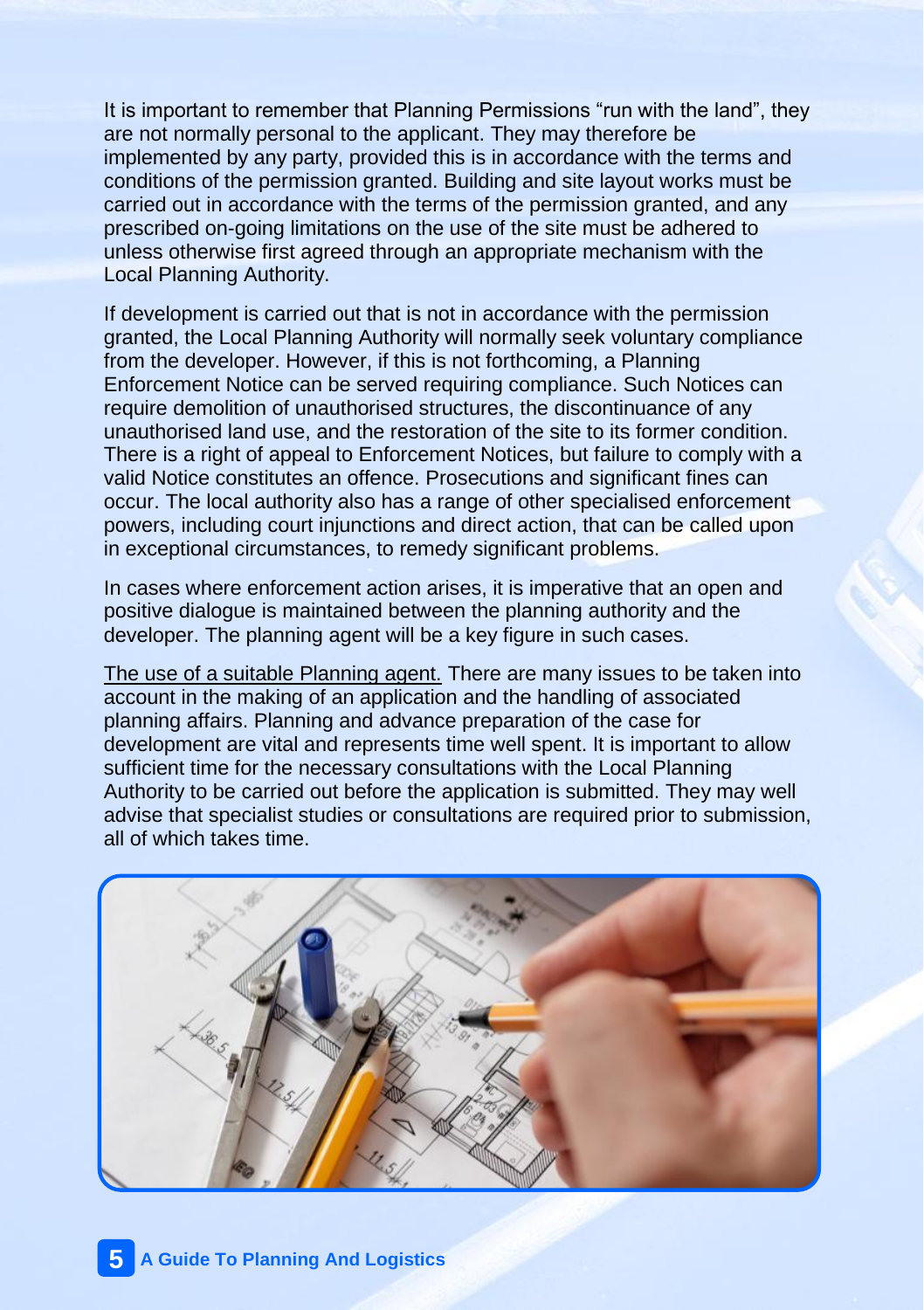It is important to remember that Planning Permissions "run with the land", they are not normally personal to the applicant. They may therefore be implemented by any party, provided this is in accordance with the terms and conditions of the permission granted. Building and site layout works must be carried out in accordance with the terms of the permission granted, and any prescribed on-going limitations on the use of the site must be adhered to unless otherwise first agreed through an appropriate mechanism with the Local Planning Authority.

If development is carried out that is not in accordance with the permission granted, the Local Planning Authority will normally seek voluntary compliance from the developer. However, if this is not forthcoming, a Planning Enforcement Notice can be served requiring compliance. Such Notices can require demolition of unauthorised structures, the discontinuance of any unauthorised land use, and the restoration of the site to its former condition. There is a right of appeal to Enforcement Notices, but failure to comply with a valid Notice constitutes an offence. Prosecutions and significant fines can occur. The local authority also has a range of other specialised enforcement powers, including court injunctions and direct action, that can be called upon in exceptional circumstances, to remedy significant problems.

In cases where enforcement action arises, it is imperative that an open and positive dialogue is maintained between the planning authority and the developer. The planning agent will be a key figure in such cases.

<u>The use of a suitable Planning agent.</u> There are many issues to be taken into account in the making of an application and the handling of associated planning affairs. Planning and advance preparation of the case for development are vital and represents time well spent. It is important to allow sufficient time for the necessary consultations with the Local Planning Authority to be carried out before the application is submitted. They may well advise that specialist studies or consultations are required prior to submission, all of which takes time.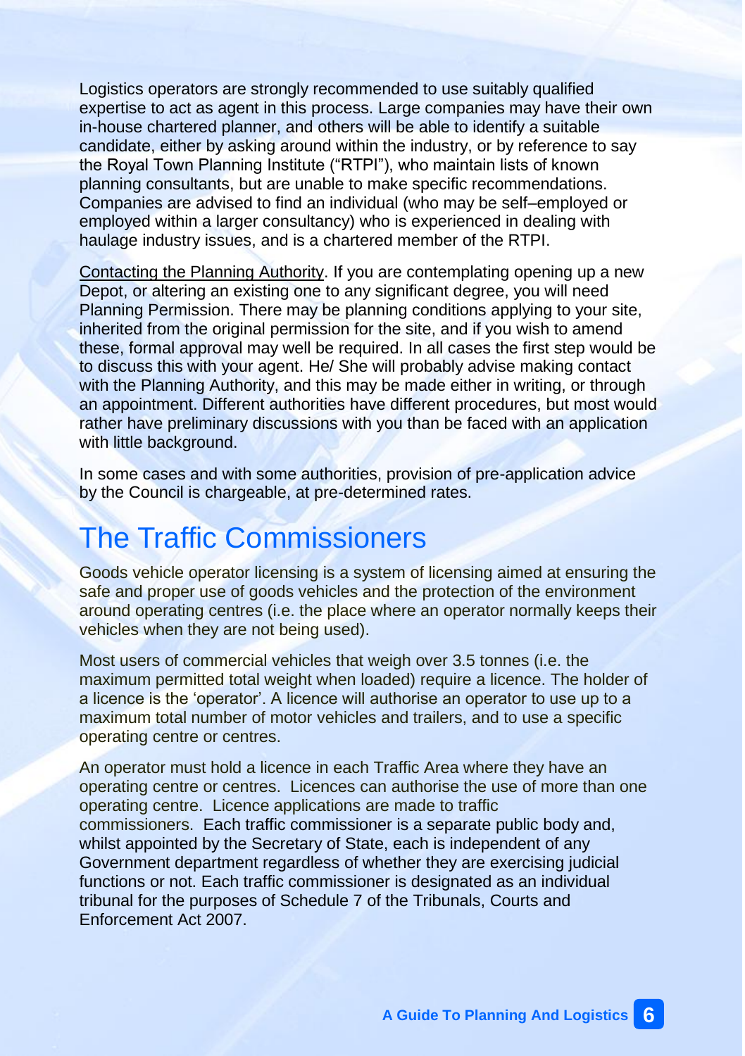Logistics operators are strongly recommended to use suitably qualified expertise to act as agent in this process. Large companies may have their own in-house chartered planner, and others will be able to identify a suitable candidate, either by asking around within the industry, or by reference to say the Royal Town Planning Institute ("RTPI"), who maintain lists of known planning consultants, but are unable to make specific recommendations. Companies are advised to find an individual (who may be self–employed or employed within a larger consultancy) who is experienced in dealing with haulage industry issues, and is a chartered member of the RTPI.

<u>Contacting the Planning Authority</u>. If you are contemplating opening up a new Depot, or altering an existing one to any significant degree, you will need Planning Permission. There may be planning conditions applying to your site, inherited from the original permission for the site, and if you wish to amend these, formal approval may well be required. In all cases the first step would be to discuss this with your agent. He/ She will probably advise making contact with the Planning Authority, and this may be made either in writing, or through an appointment. Different authorities have different procedures, but most would rather have preliminary discussions with you than be faced with an application with little background.

In some cases and with some authorities, provision of pre-application advice by the Council is chargeable, at pre-determined rates.

# The Traffic Commissioners

Goods vehicle operator licensing is a system of licensing aimed at ensuring the safe and proper use of goods vehicles and the protection of the environment around operating centres (i.e. the place where an operator normally keeps their vehicles when they are not being used).

Most users of commercial vehicles that weigh over 3.5 tonnes (i.e. the maximum permitted total weight when loaded) require a licence. The holder of a licence is the 'operator'. A licence will authorise an operator to use up to a maximum total number of motor vehicles and trailers, and to use a specific operating centre or centres.

An operator must hold a licence in each Traffic Area where they have an operating centre or centres. Licences can authorise the use of more than one operating centre. Licence applications are made to traffic commissioners. Each traffic commissioner is a separate public body and, whilst appointed by the Secretary of State, each is independent of any Government department regardless of whether they are exercising judicial functions or not. Each traffic commissioner is designated as an individual tribunal for the purposes of Schedule 7 of the Tribunals, Courts and Enforcement Act 2007.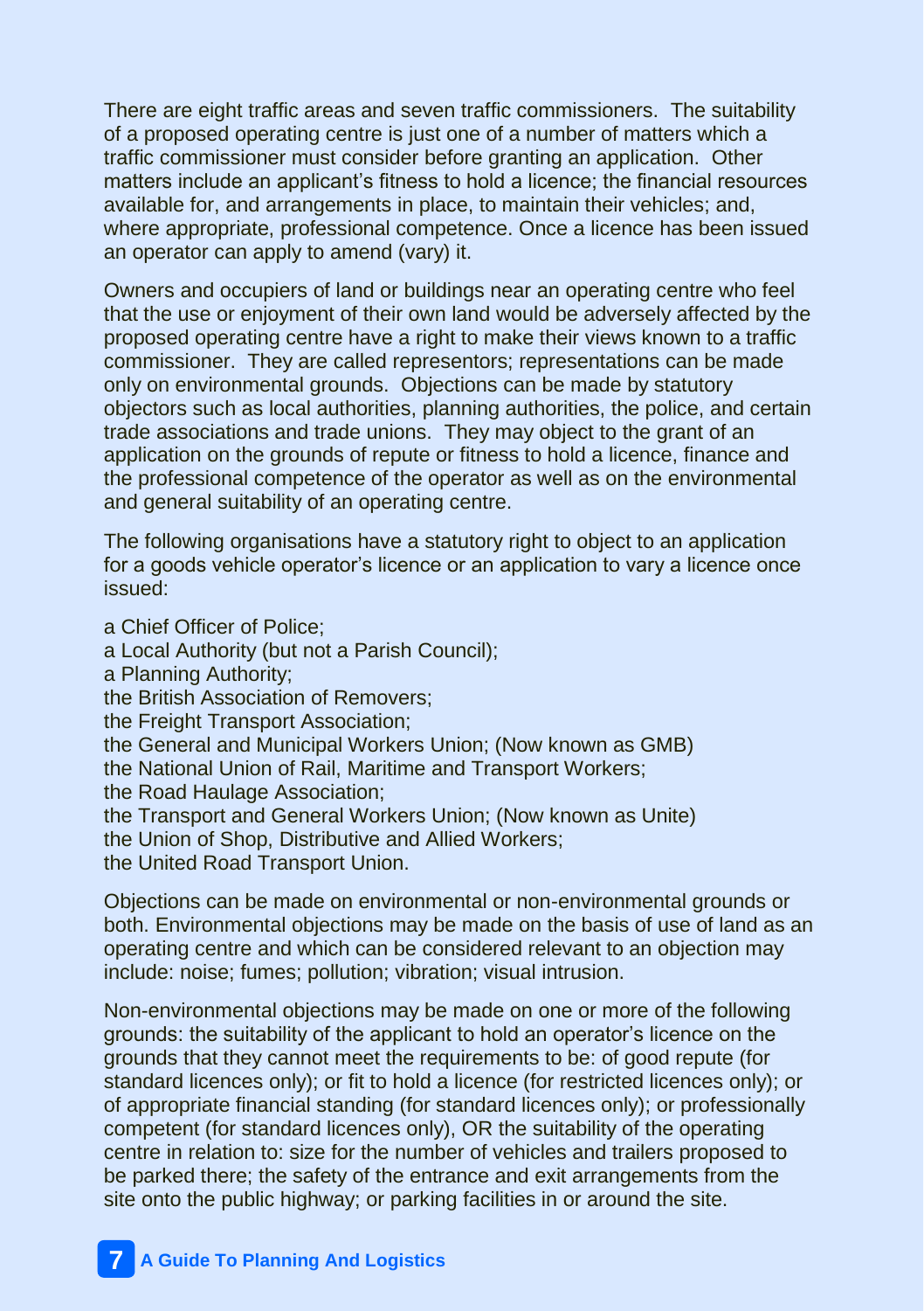There are eight traffic areas and seven traffic commissioners. The suitability of a proposed operating centre is just one of a number of matters which a traffic commissioner must consider before granting an application. Other matters include an applicant's fitness to hold a licence; the financial resources available for, and arrangements in place, to maintain their vehicles; and, where appropriate, professional competence. Once a licence has been issued an operator can apply to amend (vary) it.

Owners and occupiers of land or buildings near an operating centre who feel that the use or enjoyment of their own land would be adversely affected by the proposed operating centre have a right to make their views known to a traffic commissioner. They are called representors; representations can be made only on environmental grounds. Objections can be made by statutory objectors such as local authorities, planning authorities, the police, and certain trade associations and trade unions. They may object to the grant of an application on the grounds of repute or fitness to hold a licence, finance and the professional competence of the operator as well as on the environmental and general suitability of an operating centre.

The following organisations have a statutory right to object to an application for a goods vehicle operator's licence or an application to vary a licence once issued:

a Chief Officer of Police;
a Local Authority (but not a Parish Council);
a Planning Authority;
the British Association of Removers;
the Freight Transport Association;
the General and Municipal Workers Union; (Now known as GMB)
the National Union of Rail, Maritime and Transport Workers;
the Road Haulage Association;
the Transport and General Workers Union; (Now known as Unite)
the Union of Shop, Distributive and Allied Workers;
the United Road Transport Union.

Objections can be made on environmental or non-environmental grounds or both. Environmental objections may be made on the basis of use of land as an operating centre and which can be considered relevant to an objection may include: noise; fumes; pollution; vibration; visual intrusion.

Non-environmental objections may be made on one or more of the following grounds: the suitability of the applicant to hold an operator's licence on the grounds that they cannot meet the requirements to be: of good repute (for standard licences only); or fit to hold a licence (for restricted licences only); or of appropriate financial standing (for standard licences only); or professionally competent (for standard licences only), OR the suitability of the operating centre in relation to: size for the number of vehicles and trailers proposed to be parked there; the safety of the entrance and exit arrangements from the site onto the public highway; or parking facilities in or around the site.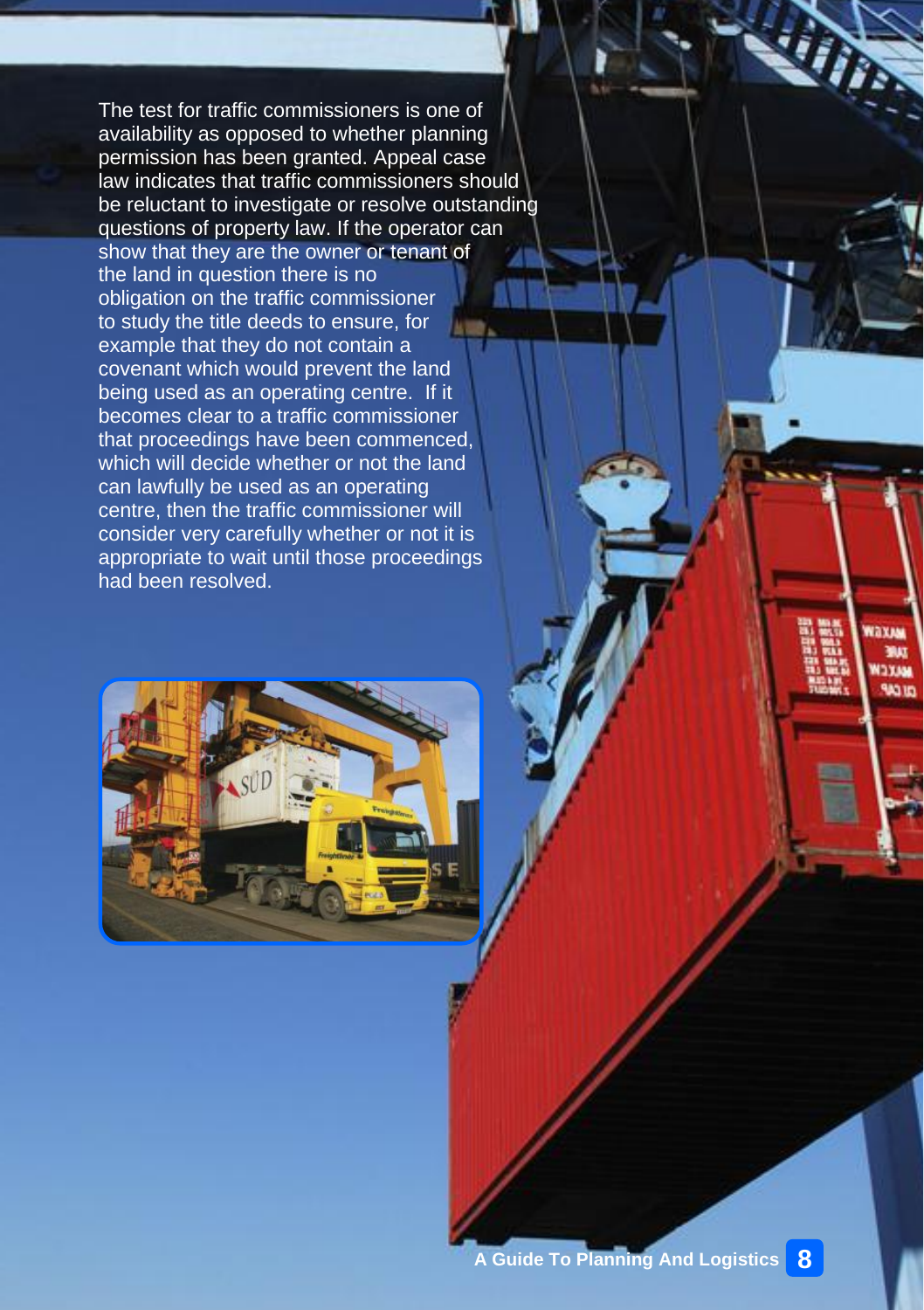The test for traffic commissioners is one of availability as opposed to whether planning permission has been granted. Appeal case law indicates that traffic commissioners should be reluctant to investigate or resolve outstanding questions of property law. If the operator can show that they are the owner or tenant of the land in question there is no obligation on the traffic commissioner to study the title deeds to ensure, for example that they do not contain a covenant which would prevent the land being used as an operating centre. If it becomes clear to a traffic commissioner that proceedings have been commenced, which will decide whether or not the land can lawfully be used as an operating centre, then the traffic commissioner will consider very carefully whether or not it is appropriate to wait until those proceedings had been resolved.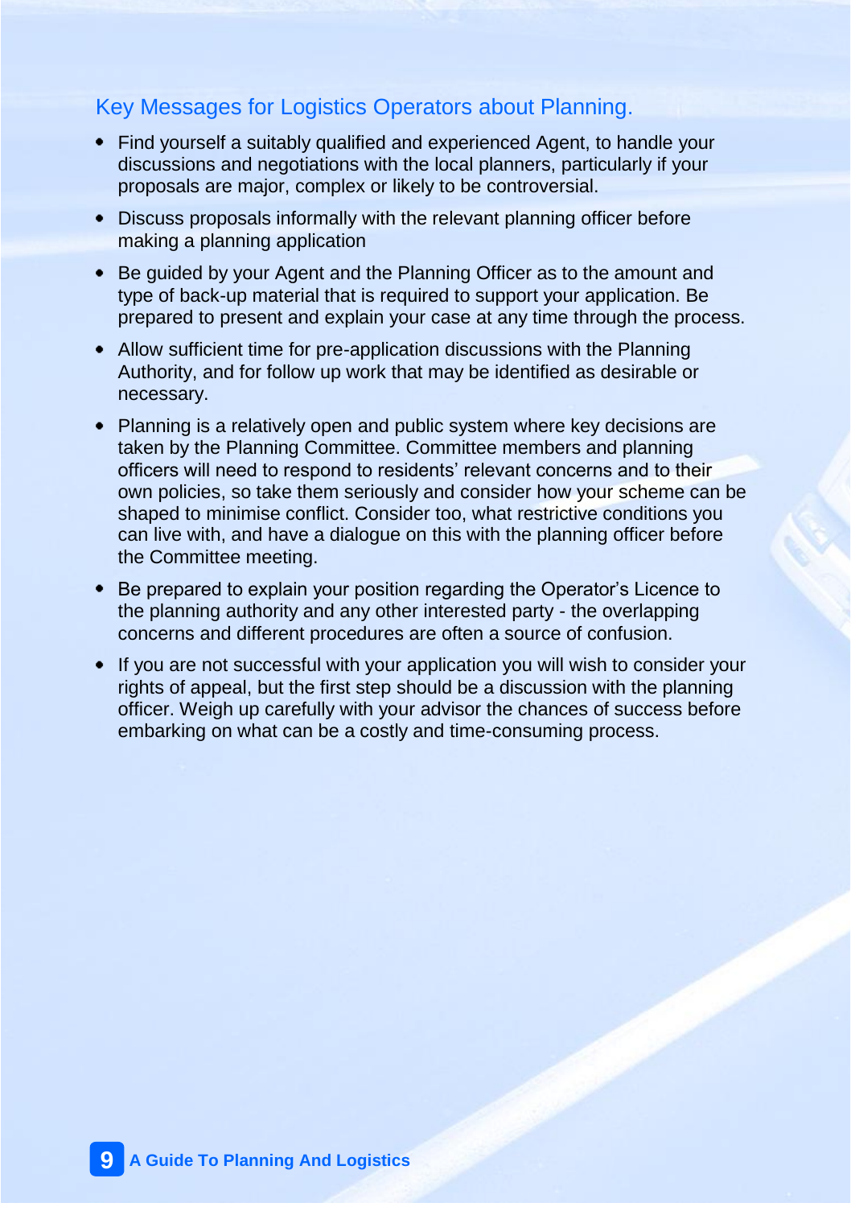## Key Messages for Logistics Operators about Planning.

- Find yourself a suitably qualified and experienced Agent, to handle your discussions and negotiations with the local planners, particularly if your proposals are major, complex or likely to be controversial.
- Discuss proposals informally with the relevant planning officer before making a planning application
- Be guided by your Agent and the Planning Officer as to the amount and type of back-up material that is required to support your application. Be prepared to present and explain your case at any time through the process.
- Allow sufficient time for pre-application discussions with the Planning Authority, and for follow up work that may be identified as desirable or necessary.
- Planning is a relatively open and public system where key decisions are taken by the Planning Committee. Committee members and planning officers will need to respond to residents' relevant concerns and to their own policies, so take them seriously and consider how your scheme can be shaped to minimise conflict. Consider too, what restrictive conditions you can live with, and have a dialogue on this with the planning officer before the Committee meeting.
- Be prepared to explain your position regarding the Operator's Licence to the planning authority and any other interested party - the overlapping concerns and different procedures are often a source of confusion.
- If you are not successful with your application you will wish to consider your rights of appeal, but the first step should be a discussion with the planning officer. Weigh up carefully with your advisor the chances of success before embarking on what can be a costly and time-consuming process.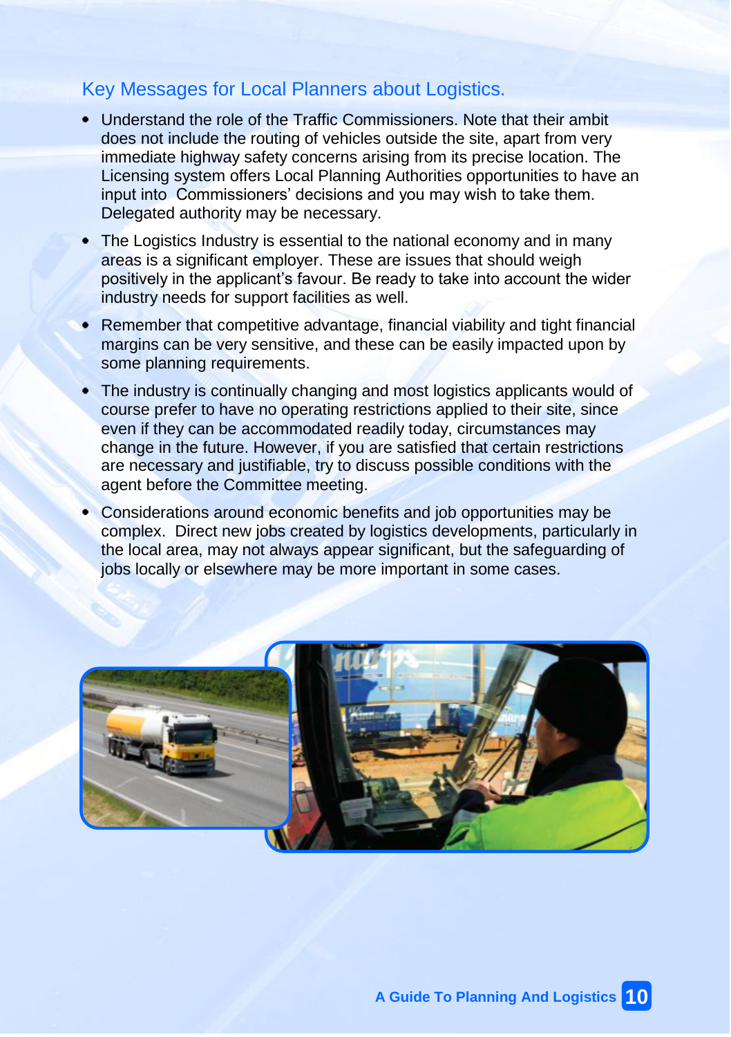## Key Messages for Local Planners about Logistics.

- Understand the role of the Traffic Commissioners. Note that their ambit does not include the routing of vehicles outside the site, apart from very immediate highway safety concerns arising from its precise location. The Licensing system offers Local Planning Authorities opportunities to have an input into Commissioners' decisions and you may wish to take them. Delegated authority may be necessary.
- The Logistics Industry is essential to the national economy and in many areas is a significant employer. These are issues that should weigh positively in the applicant's favour. Be ready to take into account the wider industry needs for support facilities as well.
- Remember that competitive advantage, financial viability and tight financial margins can be very sensitive, and these can be easily impacted upon by some planning requirements.
- The industry is continually changing and most logistics applicants would of course prefer to have no operating restrictions applied to their site, since even if they can be accommodated readily today, circumstances may change in the future. However, if you are satisfied that certain restrictions are necessary and justifiable, try to discuss possible conditions with the agent before the Committee meeting.
- Considerations around economic benefits and job opportunities may be complex. Direct new jobs created by logistics developments, particularly in the local area, may not always appear significant, but the safeguarding of jobs locally or elsewhere may be more important in some cases.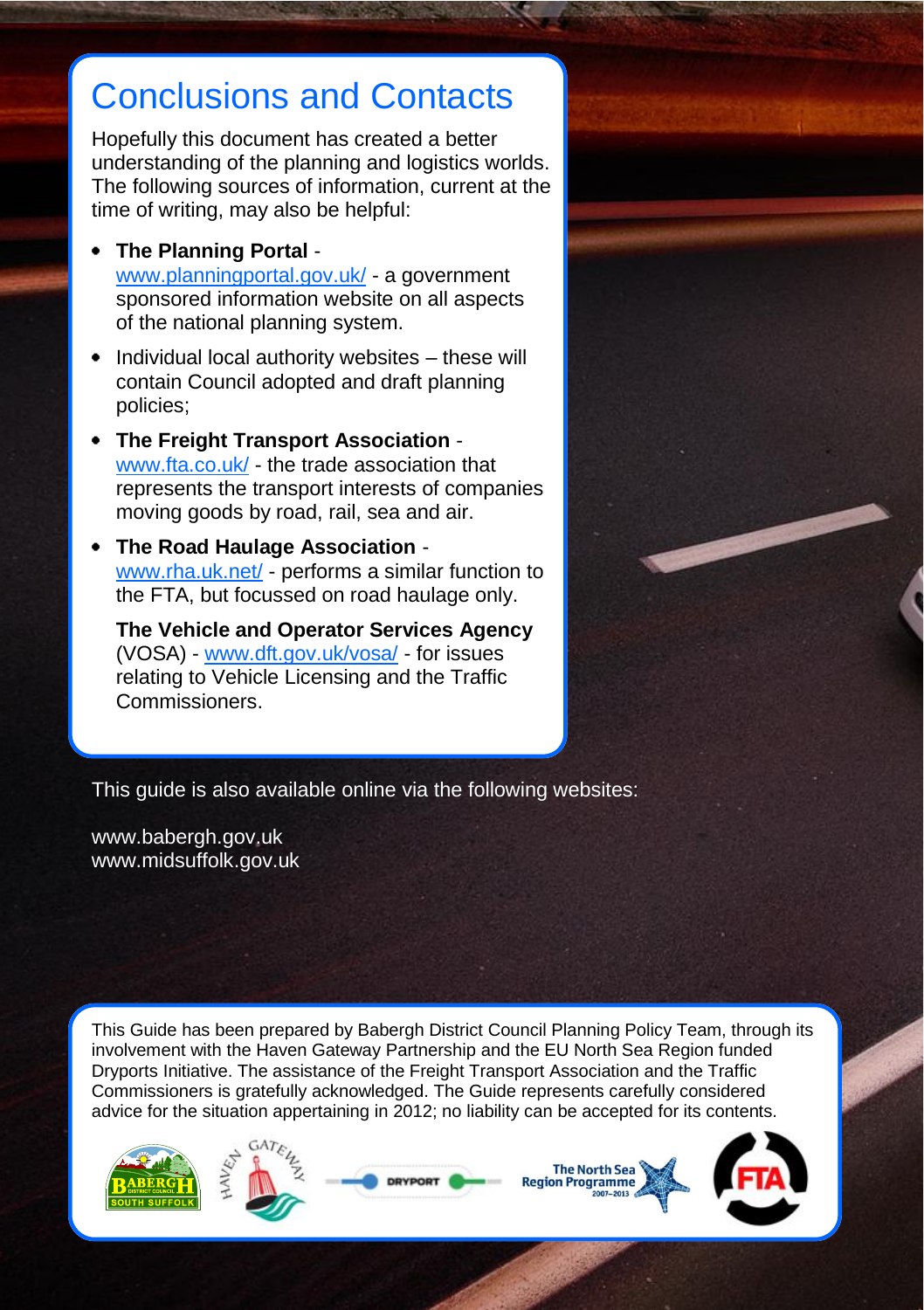# Conclusions and Contacts

Hopefully this document has created a better understanding of the planning and logistics worlds. The following sources of information, current at the time of writing, may also be helpful:

- **The Planning Portal** - www.planningportal.gov.uk/ - a government sponsored information website on all aspects of the national planning system.
- Individual local authority websites – these will contain Council adopted and draft planning policies;
- **The Freight Transport Association** - www.fta.co.uk/ - the trade association that represents the transport interests of companies moving goods by road, rail, sea and air.
- **The Road Haulage Association** - www.rha.uk.net/ - performs a similar function to the FTA, but focussed on road haulage only.

  **The Vehicle and Operator Services Agency** (VOSA) - www.dft.gov.uk/vosa/ - for issues relating to Vehicle Licensing and the Traffic Commissioners.

This guide is also available online via the following websites:

www.babergh.gov.uk
www.midsuffolk.gov.uk

This Guide has been prepared by Babergh District Council Planning Policy Team, through its involvement with the Haven Gateway Partnership and the EU North Sea Region funded Dryports Initiative. The assistance of the Freight Transport Association and the Traffic Commissioners is gratefully acknowledged. The Guide represents carefully considered advice for the situation appertaining in 2012; no liability can be accepted for its contents.